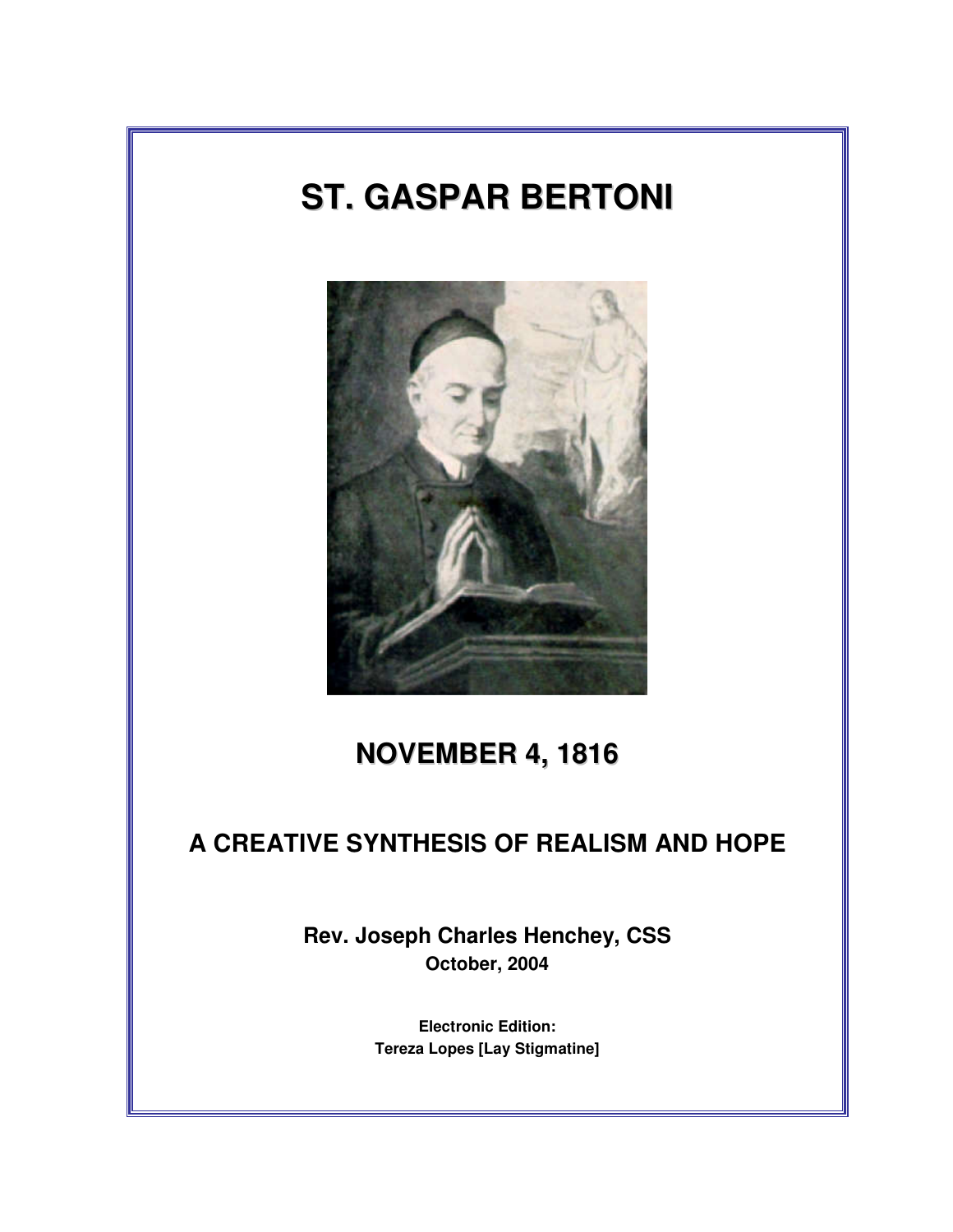# ST. GASPAR BERTONI

## NOVEMBER 4, 1816

## A CREATIVE SYNTHESIS OF REALISM AND HOPE

**Rev. Joseph Charles Henchey, CSS**
**October, 2004**

**Electronic Edition:**
**Tereza Lopes [Lay Stigmatine]**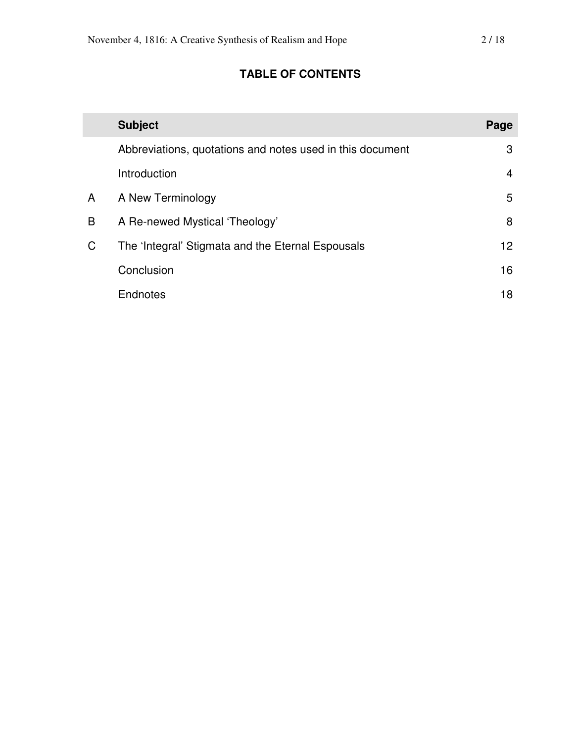## TABLE OF CONTENTS

| | Subject | Page |
|---|---|---|
| | Abbreviations, quotations and notes used in this document | 3 |
| | Introduction | 4 |
| A | A New Terminology | 5 |
| B | A Re-newed Mystical 'Theology' | 8 |
| C | The 'Integral' Stigmata and the Eternal Espousals | 12 |
| | Conclusion | 16 |
| | Endnotes | 18 |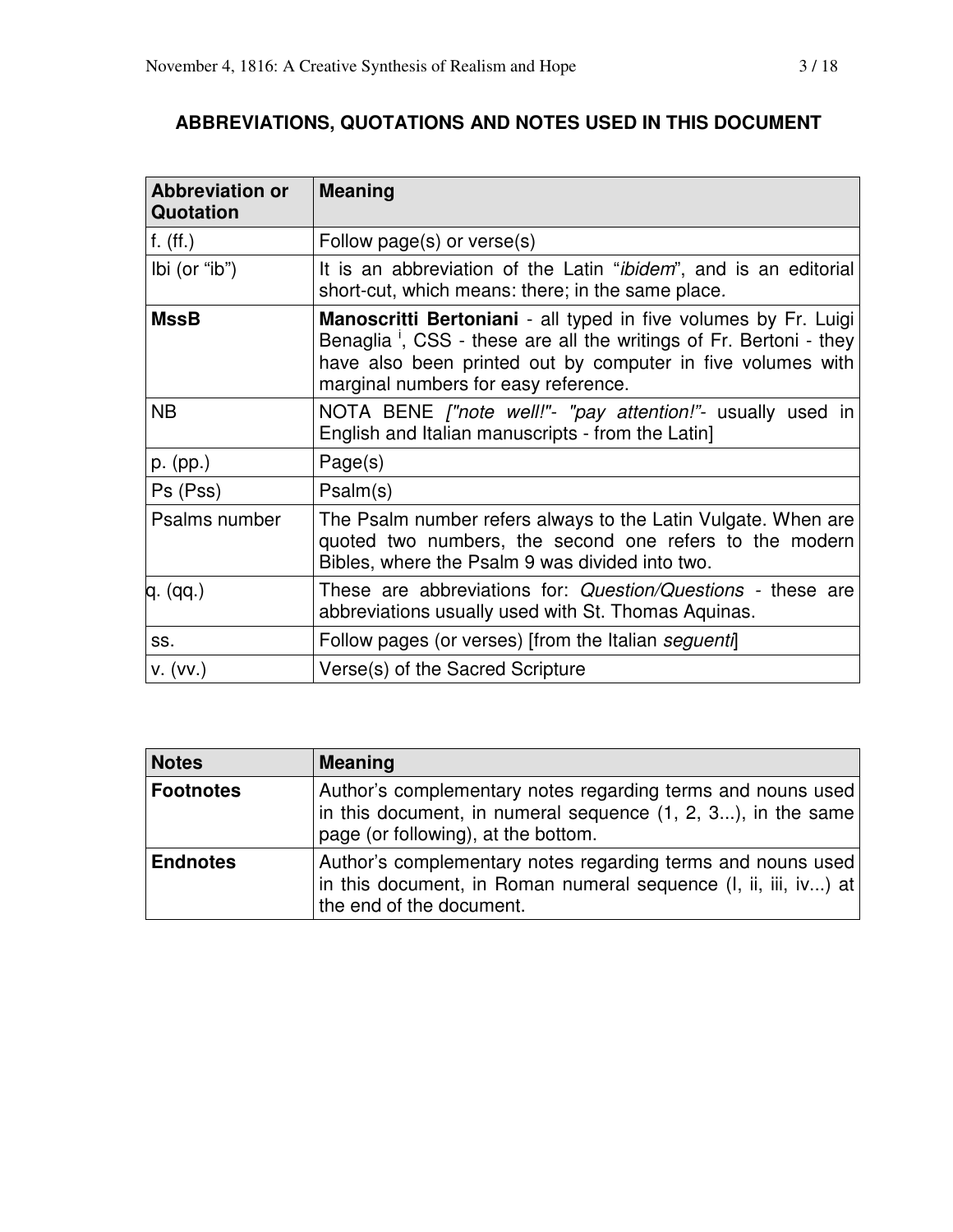## ABBREVIATIONS, QUOTATIONS AND NOTES USED IN THIS DOCUMENT

| Abbreviation or Quotation | Meaning |
|---|---|
| f. (ff.) | Follow page(s) or verse(s) |
| Ibi (or "ib") | It is an abbreviation of the Latin "*ibidem*", and is an editorial short-cut, which means: there; in the same place. |
| **MssB** | **Manoscritti Bertoniani** - all typed in five volumes by Fr. Luigi Benaglia [i], CSS - these are all the writings of Fr. Bertoni - they have also been printed out by computer in five volumes with marginal numbers for easy reference. |
| NB | NOTA BENE *["note well!"- "pay attention!"*- usually used in English and Italian manuscripts - from the Latin] |
| p. (pp.) | Page(s) |
| Ps (Pss) | Psalm(s) |
| Psalms number | The Psalm number refers always to the Latin Vulgate. When are quoted two numbers, the second one refers to the modern Bibles, where the Psalm 9 was divided into two. |
| q. (qq.) | These are abbreviations for: *Question/Questions* - these are abbreviations usually used with St. Thomas Aquinas. |
| ss. | Follow pages (or verses) [from the Italian *seguenti*] |
| v. (vv.) | Verse(s) of the Sacred Scripture |

| Notes | Meaning |
|---|---|
| **Footnotes** | Author's complementary notes regarding terms and nouns used in this document, in numeral sequence (1, 2, 3...), in the same page (or following), at the bottom. |
| **Endnotes** | Author's complementary notes regarding terms and nouns used in this document, in Roman numeral sequence (I, ii, iii, iv...) at the end of the document. |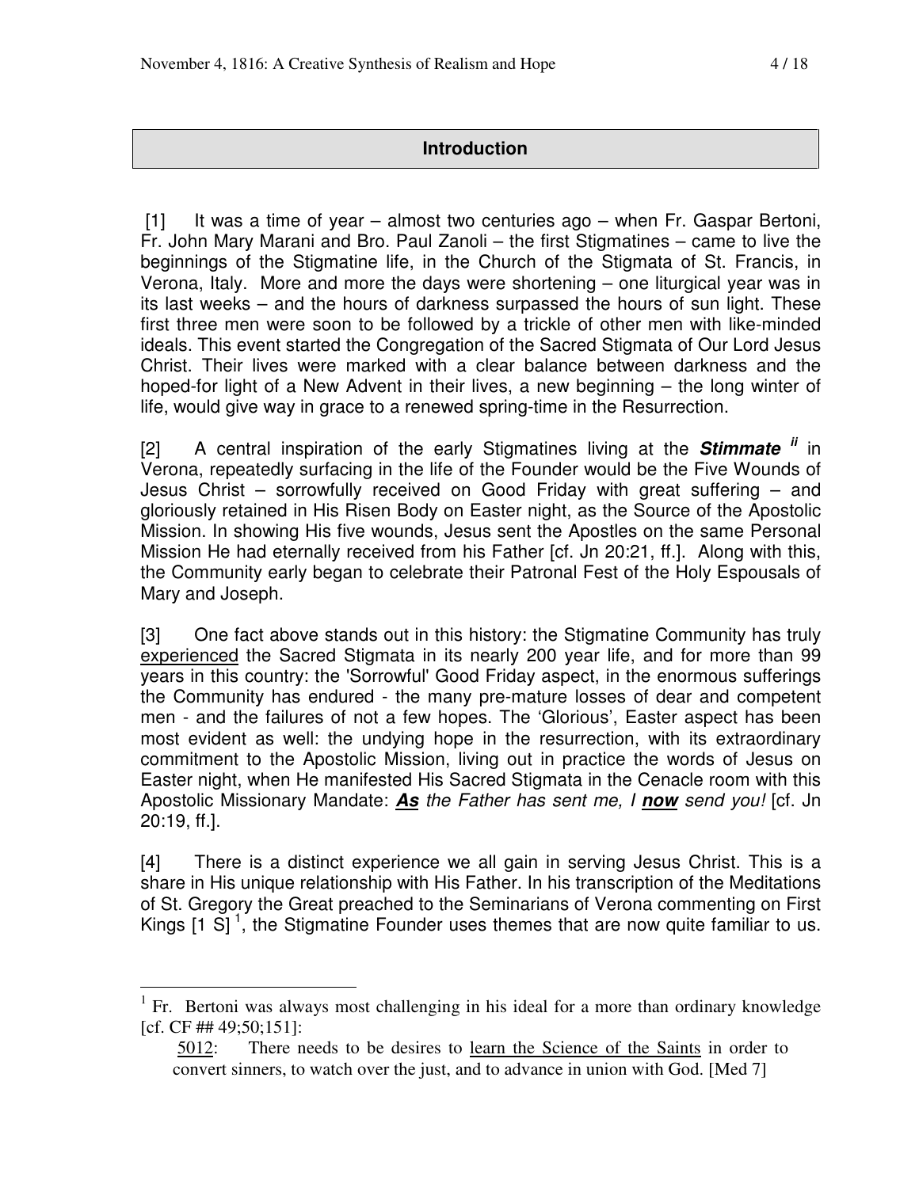## Introduction

[1] It was a time of year – almost two centuries ago – when Fr. Gaspar Bertoni, Fr. John Mary Marani and Bro. Paul Zanoli – the first Stigmatines – came to live the beginnings of the Stigmatine life, in the Church of the Stigmata of St. Francis, in Verona, Italy. More and more the days were shortening – one liturgical year was in its last weeks – and the hours of darkness surpassed the hours of sun light. These first three men were soon to be followed by a trickle of other men with like-minded ideals. This event started the Congregation of the Sacred Stigmata of Our Lord Jesus Christ. Their lives were marked with a clear balance between darkness and the hoped-for light of a New Advent in their lives, a new beginning – the long winter of life, would give way in grace to a renewed spring-time in the Resurrection.

[2] A central inspiration of the early Stigmatines living at the ***Stimmate*** [ii] in Verona, repeatedly surfacing in the life of the Founder would be the Five Wounds of Jesus Christ – sorrowfully received on Good Friday with great suffering – and gloriously retained in His Risen Body on Easter night, as the Source of the Apostolic Mission. In showing His five wounds, Jesus sent the Apostles on the same Personal Mission He had eternally received from his Father [cf. Jn 20:21, ff.]. Along with this, the Community early began to celebrate their Patronal Fest of the Holy Espousals of Mary and Joseph.

[3] One fact above stands out in this history: the Stigmatine Community has truly experienced the Sacred Stigmata in its nearly 200 year life, and for more than 99 years in this country: the 'Sorrowful' Good Friday aspect, in the enormous sufferings the Community has endured - the many pre-mature losses of dear and competent men - and the failures of not a few hopes. The 'Glorious', Easter aspect has been most evident as well: the undying hope in the resurrection, with its extraordinary commitment to the Apostolic Mission, living out in practice the words of Jesus on Easter night, when He manifested His Sacred Stigmata in the Cenacle room with this Apostolic Missionary Mandate: ***As*** *the Father has sent me, I* ***now*** *send you!* [cf. Jn 20:19, ff.].

[4] There is a distinct experience we all gain in serving Jesus Christ. This is a share in His unique relationship with His Father. In his transcription of the Meditations of St. Gregory the Great preached to the Seminarians of Verona commenting on First Kings [1 S] [1], the Stigmatine Founder uses themes that are now quite familiar to us.

---

[1] Fr. Bertoni was always most challenging in his ideal for a more than ordinary knowledge [cf. CF ## 49;50;151]:

5012: There needs to be desires to learn the Science of the Saints in order to convert sinners, to watch over the just, and to advance in union with God. [Med 7]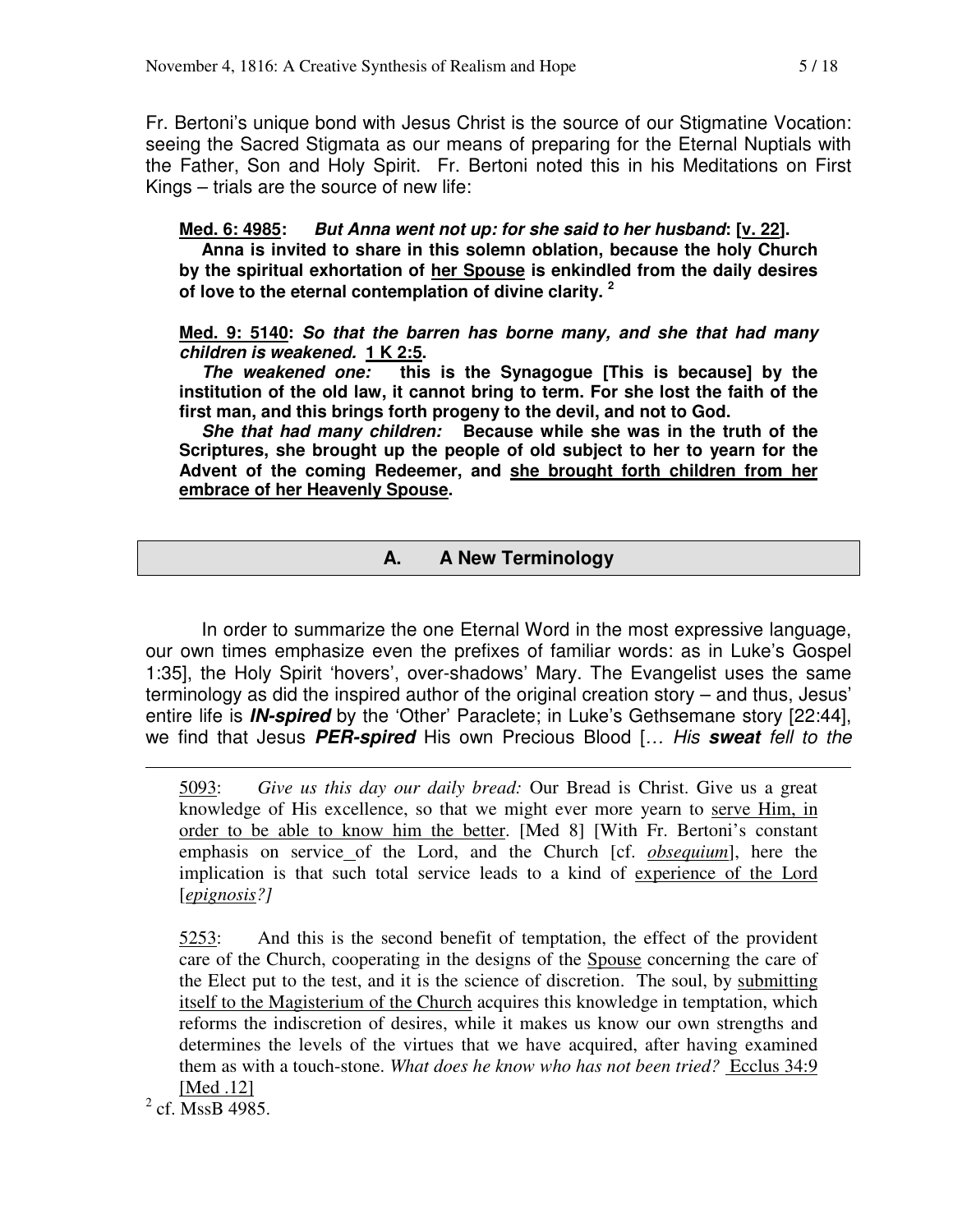Fr. Bertoni's unique bond with Jesus Christ is the source of our Stigmatine Vocation: seeing the Sacred Stigmata as our means of preparing for the Eternal Nuptials with the Father, Son and Holy Spirit. Fr. Bertoni noted this in his Meditations on First Kings – trials are the source of new life:

> **Med. 6: 4985:** ***But Anna went not up: for she said to her husband*: [v. 22].**
> **Anna is invited to share in this solemn oblation, because the holy Church by the spiritual exhortation of her Spouse is enkindled from the daily desires of love to the eternal contemplation of divine clarity.** [2]
>
> **Med. 9: 5140:** ***So that the barren has borne many, and she that had many children is weakened.* 1 K 2:5.**
> ***The weakened one:*** **this is the Synagogue [This is because] by the institution of the old law, it cannot bring to term. For she lost the faith of the first man, and this brings forth progeny to the devil, and not to God.**
> ***She that had many children:*** **Because while she was in the truth of the Scriptures, she brought up the people of old subject to her to yearn for the Advent of the coming Redeemer, and she brought forth children from her embrace of her Heavenly Spouse.**

## A. A New Terminology

In order to summarize the one Eternal Word in the most expressive language, our own times emphasize even the prefixes of familiar words: as in Luke's Gospel 1:35], the Holy Spirit 'hovers', over-shadows' Mary. The Evangelist uses the same terminology as did the inspired author of the original creation story – and thus, Jesus' entire life is ***IN-spired*** by the 'Other' Paraclete; in Luke's Gethsemane story [22:44], we find that Jesus ***PER-spired*** His own Precious Blood [*... His **sweat** fell to the*

---

> 5093: *Give us this day our daily bread:* Our Bread is Christ. Give us a great knowledge of His excellence, so that we might ever more yearn to serve Him, in order to be able to know him the better. [Med 8] [With Fr. Bertoni's constant emphasis on service of the Lord, and the Church [cf. *obsequium*], here the implication is that such total service leads to a kind of experience of the Lord [*epignosis?]*
>
> 5253: And this is the second benefit of temptation, the effect of the provident care of the Church, cooperating in the designs of the Spouse concerning the care of the Elect put to the test, and it is the science of discretion. The soul, by submitting itself to the Magisterium of the Church acquires this knowledge in temptation, which reforms the indiscretion of desires, while it makes us know our own strengths and determines the levels of the virtues that we have acquired, after having examined them as with a touch-stone. *What does he know who has not been tried?* Ecclus 34:9 [Med .12]

[2] cf. MssB 4985.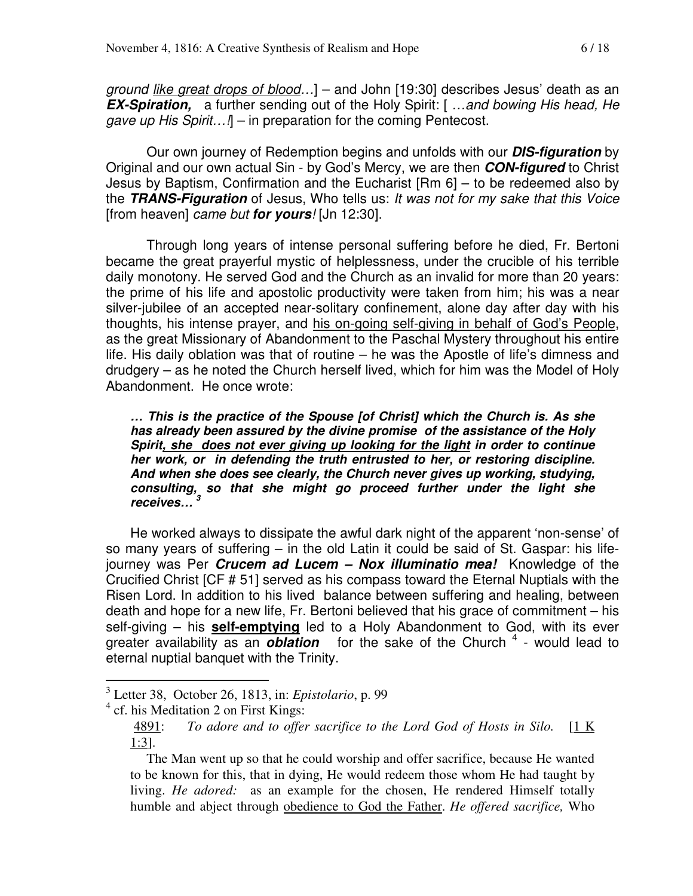*ground <u>like great drops of blood</u>…*] – and John [19:30] describes Jesus' death as an ***EX-Spiration,*** a further sending out of the Holy Spirit: [ *…and bowing His head, He gave up His Spirit…!*] – in preparation for the coming Pentecost.

Our own journey of Redemption begins and unfolds with our ***DIS-figuration*** by Original and our own actual Sin - by God's Mercy, we are then ***CON-figured*** to Christ Jesus by Baptism, Confirmation and the Eucharist [Rm 6] – to be redeemed also by the ***TRANS-Figuration*** of Jesus, Who tells us: *It was not for my sake that this Voice* [from heaven] *came but **for yours**!* [Jn 12:30].

Through long years of intense personal suffering before he died, Fr. Bertoni became the great prayerful mystic of helplessness, under the crucible of his terrible daily monotony. He served God and the Church as an invalid for more than 20 years: the prime of his life and apostolic productivity were taken from him; his was a near silver-jubilee of an accepted near-solitary confinement, alone day after day with his thoughts, his intense prayer, and <u>his on-going self-giving in behalf of God's People</u>, as the great Missionary of Abandonment to the Paschal Mystery throughout his entire life. His daily oblation was that of routine – he was the Apostle of life's dimness and drudgery – as he noted the Church herself lived, which for him was the Model of Holy Abandonment. He once wrote:

> ***… This is the practice of the Spouse [of Christ] which the Church is. As she has already been assured by the divine promise of the assistance of the Holy Spirit<u>, she does not ever giving up looking for the light</u> in order to continue her work, or in defending the truth entrusted to her, or restoring discipline. And when she does see clearly, the Church never gives up working, studying, consulting, so that she might go proceed further under the light she receives…*** [3]

He worked always to dissipate the awful dark night of the apparent 'non-sense' of so many years of suffering – in the old Latin it could be said of St. Gaspar: his life-journey was Per ***Crucem ad Lucem – Nox illuminatio mea!*** Knowledge of the Crucified Christ [CF # 51] served as his compass toward the Eternal Nuptials with the Risen Lord. In addition to his lived balance between suffering and healing, between death and hope for a new life, Fr. Bertoni believed that his grace of commitment – his self-giving – his **<u>self-emptying</u>** led to a Holy Abandonment to God, with its ever greater availability as an ***oblation*** for the sake of the Church [4] - would lead to eternal nuptial banquet with the Trinity.

---

[3] Letter 38, October 26, 1813, in: *Epistolario*, p. 99

[4] cf. his Meditation 2 on First Kings:

<u>4891</u>: *To adore and to offer sacrifice to the Lord God of Hosts in Silo.* [<u>1 K 1:3</u>].

The Man went up so that he could worship and offer sacrifice, because He wanted to be known for this, that in dying, He would redeem those whom He had taught by living. *He adored:* as an example for the chosen, He rendered Himself totally humble and abject through <u>obedience to God the Father</u>. *He offered sacrifice,* Who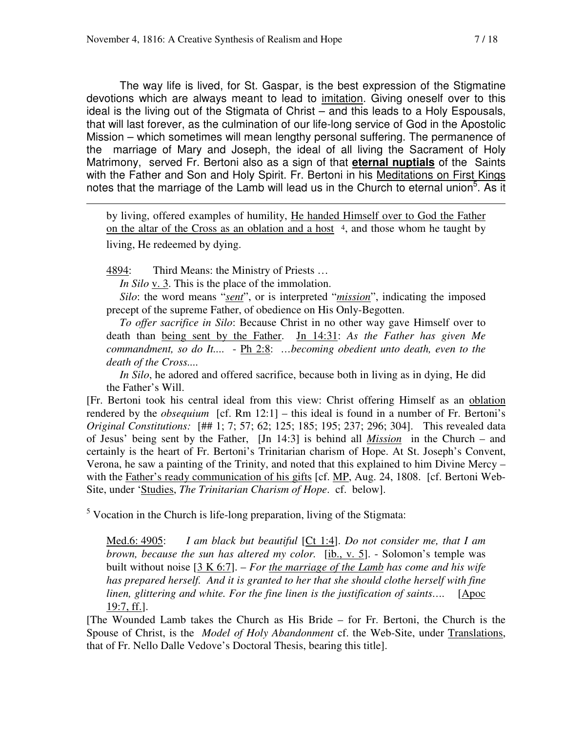The way life is lived, for St. Gaspar, is the best expression of the Stigmatine devotions which are always meant to lead to imitation. Giving oneself over to this ideal is the living out of the Stigmata of Christ – and this leads to a Holy Espousals, that will last forever, as the culmination of our life-long service of God in the Apostolic Mission – which sometimes will mean lengthy personal suffering. The permanence of the marriage of Mary and Joseph, the ideal of all living the Sacrament of Holy Matrimony, served Fr. Bertoni also as a sign of that **eternal nuptials** of the Saints with the Father and Son and Holy Spirit. Fr. Bertoni in his Meditations on First Kings notes that the marriage of the Lamb will lead us in the Church to eternal union[5]. As it

---

by living, offered examples of humility, He handed Himself over to God the Father on the altar of the Cross as an oblation and a host [4], and those whom he taught by living, He redeemed by dying.

4894: Third Means: the Ministry of Priests …

*In Silo* v. 3. This is the place of the immolation.

*Silo*: the word means "*sent*", or is interpreted "*mission*", indicating the imposed precept of the supreme Father, of obedience on His Only-Begotten.

*To offer sacrifice in Silo*: Because Christ in no other way gave Himself over to death than being sent by the Father. Jn 14:31: *As the Father has given Me commandment, so do It....* - Ph 2:8: *…becoming obedient unto death, even to the death of the Cross....*

*In Silo*, he adored and offered sacrifice, because both in living as in dying, He did the Father's Will.

[Fr. Bertoni took his central ideal from this view: Christ offering Himself as an oblation rendered by the *obsequium* [cf. Rm 12:1] – this ideal is found in a number of Fr. Bertoni's *Original Constitutions:* [## 1; 7; 57; 62; 125; 185; 195; 237; 296; 304]. This revealed data of Jesus' being sent by the Father, [Jn 14:3] is behind all ***Mission*** in the Church – and certainly is the heart of Fr. Bertoni's Trinitarian charism of Hope. At St. Joseph's Convent, Verona, he saw a painting of the Trinity, and noted that this explained to him Divine Mercy – with the Father's ready communication of his gifts [cf. MP, Aug. 24, 1808. [cf. Bertoni Web-Site, under 'Studies, *The Trinitarian Charism of Hope*. cf. below].

[5] Vocation in the Church is life-long preparation, living of the Stigmata:

Med.6: 4905: *I am black but beautiful* [Ct 1:4]. *Do not consider me, that I am brown, because the sun has altered my color.* [ib., v. 5]. - Solomon's temple was built without noise [3 K 6:7]. – *For the marriage of the Lamb has come and his wife has prepared herself. And it is granted to her that she should clothe herself with fine linen, glittering and white. For the fine linen is the justification of saints….* [Apoc 19:7, ff.].

[The Wounded Lamb takes the Church as His Bride – for Fr. Bertoni, the Church is the Spouse of Christ, is the *Model of Holy Abandonment* cf. the Web-Site, under Translations, that of Fr. Nello Dalle Vedove's Doctoral Thesis, bearing this title].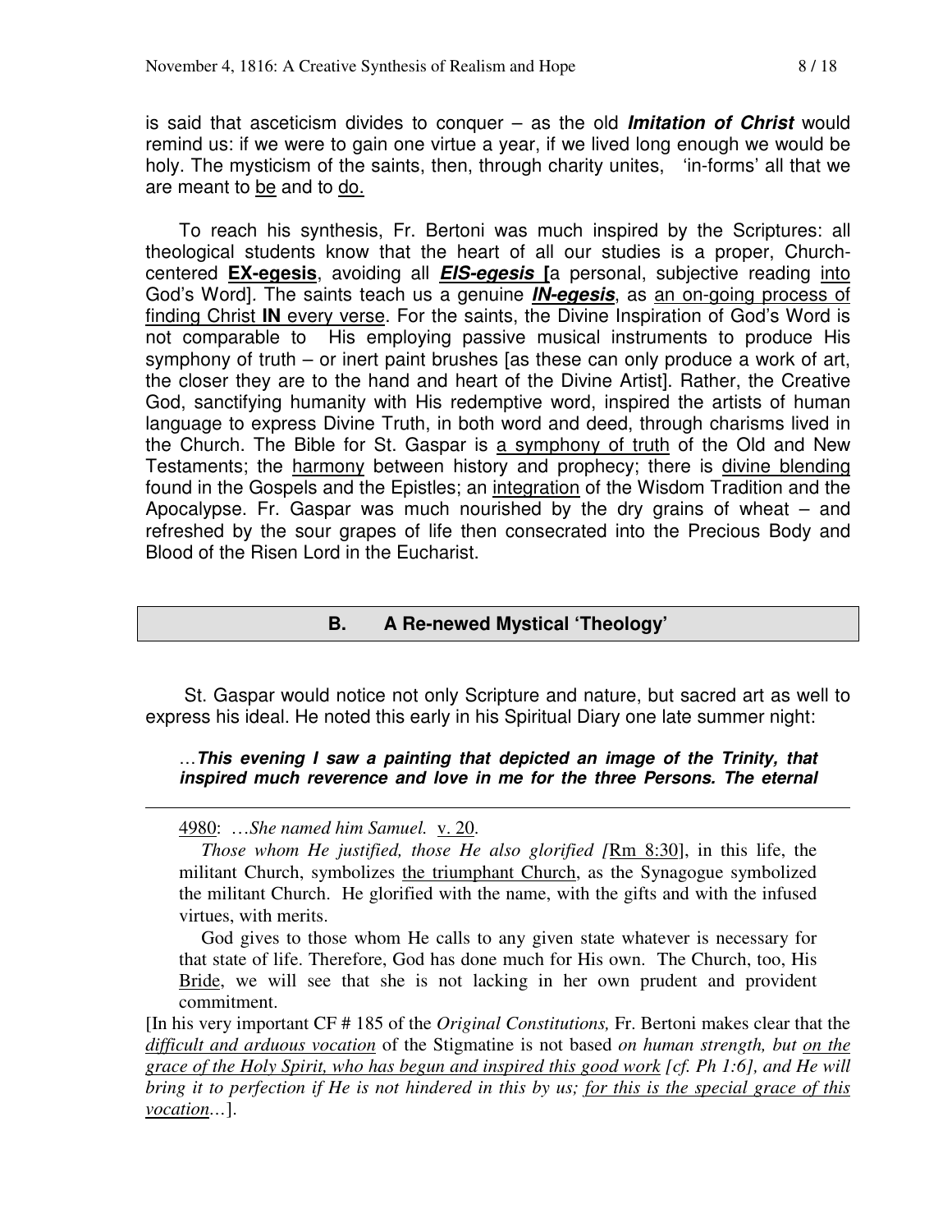is said that asceticism divides to conquer – as the old ***Imitation of Christ*** would remind us: if we were to gain one virtue a year, if we lived long enough we would be holy. The mysticism of the saints, then, through charity unites, 'in-forms' all that we are meant to <u>be</u> and to <u>do.</u>

To reach his synthesis, Fr. Bertoni was much inspired by the Scriptures: all theological students know that the heart of all our studies is a proper, Church-centered **<u>EX-egesis</u>**, avoiding all ***<u>EIS-egesis</u>*** **[**a personal, subjective reading <u>into</u> God's Word]. The saints teach us a genuine ***<u>IN-egesis</u>***, as <u>an on-going process of finding Christ **IN** every verse</u>. For the saints, the Divine Inspiration of God's Word is not comparable to His employing passive musical instruments to produce His symphony of truth – or inert paint brushes [as these can only produce a work of art, the closer they are to the hand and heart of the Divine Artist]. Rather, the Creative God, sanctifying humanity with His redemptive word, inspired the artists of human language to express Divine Truth, in both word and deed, through charisms lived in the Church. The Bible for St. Gaspar is <u>a symphony of truth</u> of the Old and New Testaments; the <u>harmony</u> between history and prophecy; there is <u>divine blending</u> found in the Gospels and the Epistles; an <u>integration</u> of the Wisdom Tradition and the Apocalypse. Fr. Gaspar was much nourished by the dry grains of wheat – and refreshed by the sour grapes of life then consecrated into the Precious Body and Blood of the Risen Lord in the Eucharist.

## B. A Re-newed Mystical 'Theology'

St. Gaspar would notice not only Scripture and nature, but sacred art as well to express his ideal. He noted this early in his Spiritual Diary one late summer night:

> …***This evening I saw a painting that depicted an image of the Trinity, that inspired much reverence and love in me for the three Persons. The eternal***

---

> <u>4980</u>: …*She named him Samuel.* <u>v. 20</u>.
>
> *Those whom He justified, those He also glorified [*<u>Rm 8:30</u>], in this life, the militant Church, symbolizes <u>the triumphant Church</u>, as the Synagogue symbolized the militant Church. He glorified with the name, with the gifts and with the infused virtues, with merits.
>
> God gives to those whom He calls to any given state whatever is necessary for that state of life. Therefore, God has done much for His own. The Church, too, His <u>Bride</u>, we will see that she is not lacking in her own prudent and provident commitment.

[In his very important CF # 185 of the *Original Constitutions,* Fr. Bertoni makes clear that the *<u>difficult and arduous vocation</u>* of the Stigmatine is not based *on human strength, but <u>on the grace of the Holy Spirit, who has begun and inspired this good work</u> [cf. Ph 1:6], and He will bring it to perfection if He is not hindered in this by us; <u>for this is the special grace of this vocation</u>…*].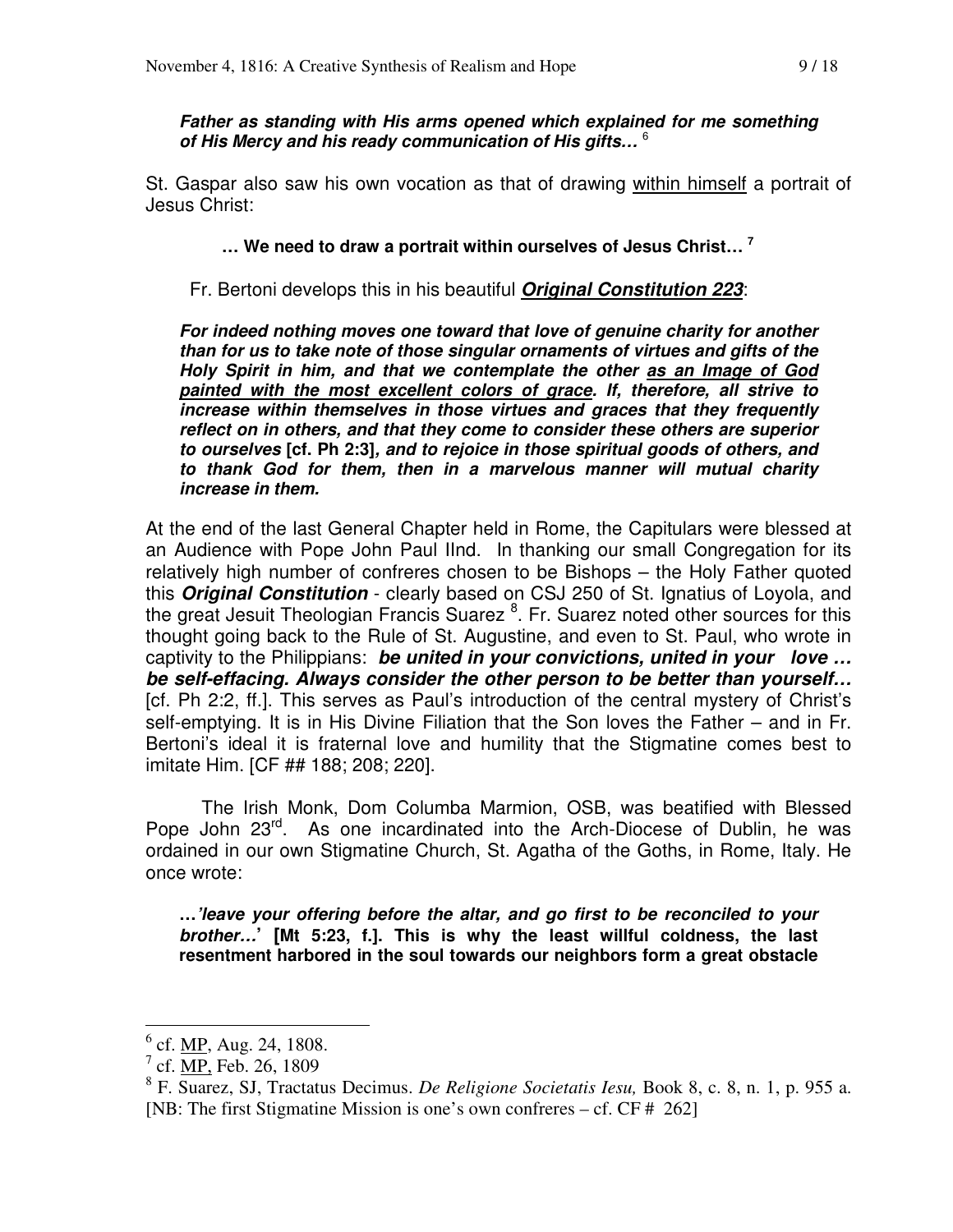***Father as standing with His arms opened which explained for me something of His Mercy and his ready communication of His gifts…*** [6]

St. Gaspar also saw his own vocation as that of drawing within himself a portrait of Jesus Christ:

**… We need to draw a portrait within ourselves of Jesus Christ…** [7]

Fr. Bertoni develops this in his beautiful ***Original Constitution 223***:

***For indeed nothing moves one toward that love of genuine charity for another than for us to take note of those singular ornaments of virtues and gifts of the Holy Spirit in him, and that we contemplate the other as an Image of God painted with the most excellent colors of grace. If, therefore, all strive to increase within themselves in those virtues and graces that they frequently reflect on in others, and that they come to consider these others are superior to ourselves*** **[cf. Ph 2:3]*****, and to rejoice in those spiritual goods of others, and to thank God for them, then in a marvelous manner will mutual charity increase in them.***

At the end of the last General Chapter held in Rome, the Capitulars were blessed at an Audience with Pope John Paul IInd. In thanking our small Congregation for its relatively high number of confreres chosen to be Bishops – the Holy Father quoted this ***Original Constitution*** - clearly based on CSJ 250 of St. Ignatius of Loyola, and the great Jesuit Theologian Francis Suarez [8]. Fr. Suarez noted other sources for this thought going back to the Rule of St. Augustine, and even to St. Paul, who wrote in captivity to the Philippians: ***be united in your convictions, united in your love … be self-effacing. Always consider the other person to be better than yourself…*** [cf. Ph 2:2, ff.]. This serves as Paul's introduction of the central mystery of Christ's self-emptying. It is in His Divine Filiation that the Son loves the Father – and in Fr. Bertoni's ideal it is fraternal love and humility that the Stigmatine comes best to imitate Him. [CF ## 188; 208; 220].

The Irish Monk, Dom Columba Marmion, OSB, was beatified with Blessed Pope John 23rd. As one incardinated into the Arch-Diocese of Dublin, he was ordained in our own Stigmatine Church, St. Agatha of the Goths, in Rome, Italy. He once wrote:

**…*'leave your offering before the altar, and go first to be reconciled to your brother…'* [Mt 5:23, f.]. This is why the least willful coldness, the last resentment harbored in the soul towards our neighbors form a great obstacle**

---

[6] cf. MP, Aug. 24, 1808.

[7] cf. MP, Feb. 26, 1809

[8] F. Suarez, SJ, Tractatus Decimus. *De Religione Societatis Iesu,* Book 8, c. 8, n. 1, p. 955 a. [NB: The first Stigmatine Mission is one's own confreres – cf. CF # 262]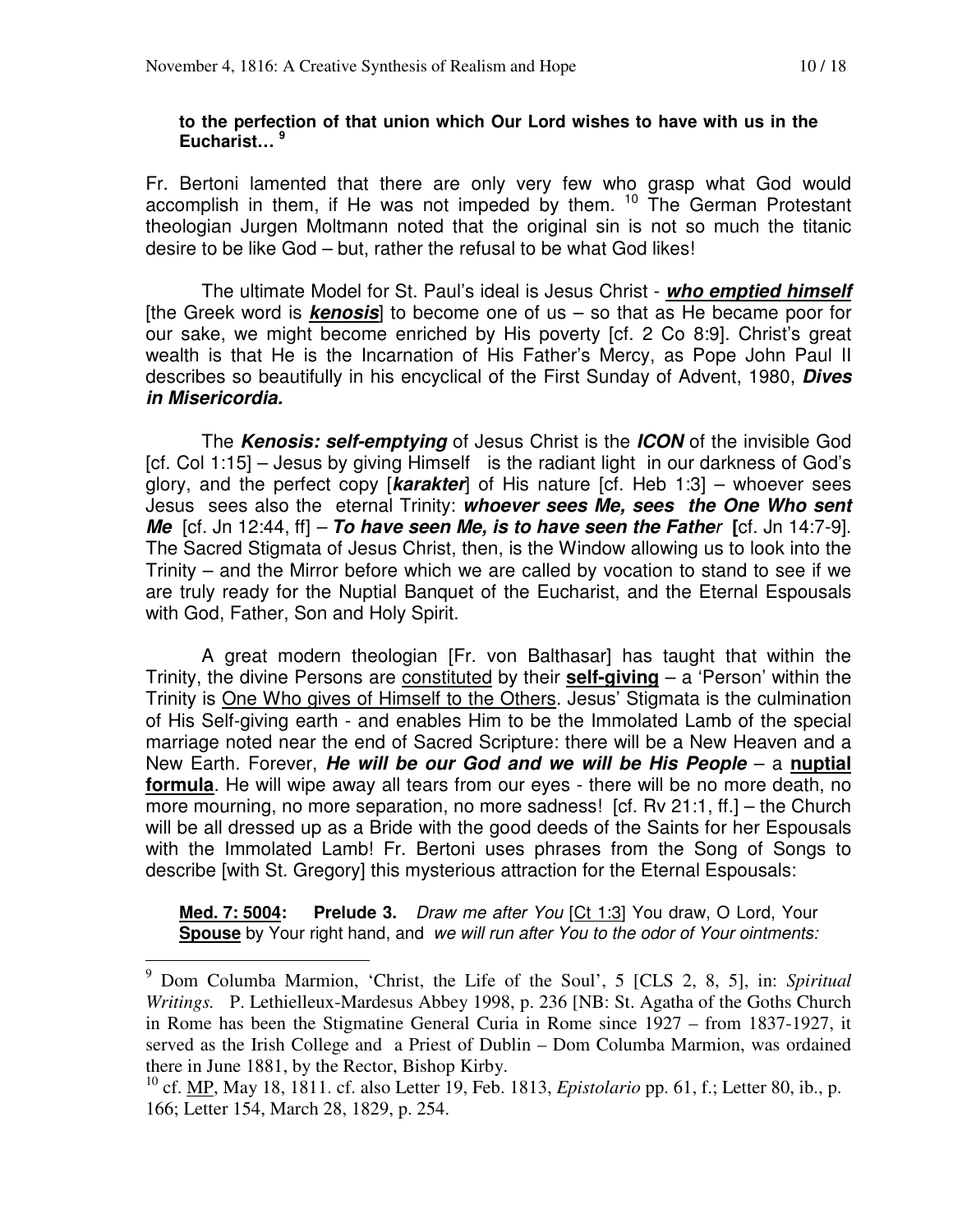**to the perfection of that union which Our Lord wishes to have with us in the Eucharist…** [9]

Fr. Bertoni lamented that there are only very few who grasp what God would accomplish in them, if He was not impeded by them. [10] The German Protestant theologian Jurgen Moltmann noted that the original sin is not so much the titanic desire to be like God – but, rather the refusal to be what God likes!

The ultimate Model for St. Paul's ideal is Jesus Christ - ***who emptied himself*** [the Greek word is ***kenosis***] to become one of us – so that as He became poor for our sake, we might become enriched by His poverty [cf. 2 Co 8:9]. Christ's great wealth is that He is the Incarnation of His Father's Mercy, as Pope John Paul II describes so beautifully in his encyclical of the First Sunday of Advent, 1980, ***Dives in Misericordia.***

The ***Kenosis: self-emptying*** of Jesus Christ is the ***ICON*** of the invisible God [cf. Col 1:15] – Jesus by giving Himself is the radiant light in our darkness of God's glory, and the perfect copy [***karakter***] of His nature [cf. Heb 1:3] – whoever sees Jesus sees also the eternal Trinity: ***whoever sees Me, sees the One Who sent Me*** [cf. Jn 12:44, ff] – ***To have seen Me, is to have seen the Father*** **[**cf. Jn 14:7-9]. The Sacred Stigmata of Jesus Christ, then, is the Window allowing us to look into the Trinity – and the Mirror before which we are called by vocation to stand to see if we are truly ready for the Nuptial Banquet of the Eucharist, and the Eternal Espousals with God, Father, Son and Holy Spirit.

A great modern theologian [Fr. von Balthasar] has taught that within the Trinity, the divine Persons are constituted by their **self-giving** – a 'Person' within the Trinity is One Who gives of Himself to the Others. Jesus' Stigmata is the culmination of His Self-giving earth - and enables Him to be the Immolated Lamb of the special marriage noted near the end of Sacred Scripture: there will be a New Heaven and a New Earth. Forever, ***He will be our God and we will be His People*** – a **nuptial formula**. He will wipe away all tears from our eyes - there will be no more death, no more mourning, no more separation, no more sadness! [cf. Rv 21:1, ff.] – the Church will be all dressed up as a Bride with the good deeds of the Saints for her Espousals with the Immolated Lamb! Fr. Bertoni uses phrases from the Song of Songs to describe [with St. Gregory] this mysterious attraction for the Eternal Espousals:

> **Med. 7: 5004:** **Prelude 3.** *Draw me after You* [Ct 1:3] You draw, O Lord, Your **Spouse** by Your right hand, and *we will run after You to the odor of Your ointments:*

---

[9] Dom Columba Marmion, 'Christ, the Life of the Soul', 5 [CLS 2, 8, 5], in: *Spiritual Writings.* P. Lethielleux-Mardesus Abbey 1998, p. 236 [NB: St. Agatha of the Goths Church in Rome has been the Stigmatine General Curia in Rome since 1927 – from 1837-1927, it served as the Irish College and a Priest of Dublin – Dom Columba Marmion, was ordained there in June 1881, by the Rector, Bishop Kirby.

[10] cf. MP, May 18, 1811. cf. also Letter 19, Feb. 1813, *Epistolario* pp. 61, f.; Letter 80, ib., p. 166; Letter 154, March 28, 1829, p. 254.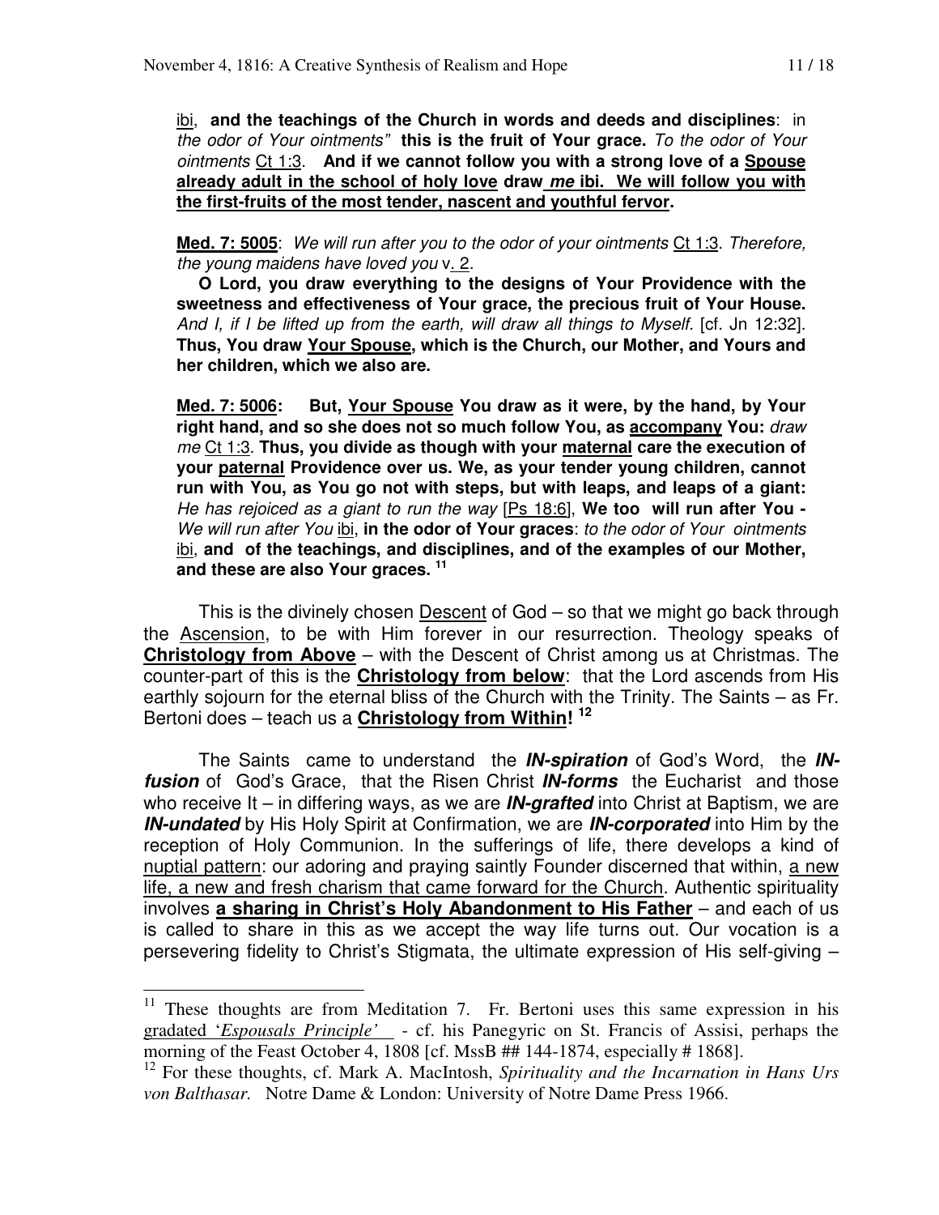ibi, **and the teachings of the Church in words and deeds and disciplines**: in *the odor of Your ointments"* **this is the fruit of Your grace.** *To the odor of Your ointments* Ct 1:3. **And if we cannot follow you with a strong love of a Spouse already adult in the school of holy love draw *me* ibi. We will follow you with the first-fruits of the most tender, nascent and youthful fervor.**

**Med. 7: 5005**: *We will run after you to the odor of your ointments* Ct 1:3. *Therefore, the young maidens have loved you* v. 2.

**O Lord, you draw everything to the designs of Your Providence with the sweetness and effectiveness of Your grace, the precious fruit of Your House.** *And I, if I be lifted up from the earth, will draw all things to Myself.* [cf. Jn 12:32]. **Thus, You draw Your Spouse, which is the Church, our Mother, and Yours and her children, which we also are.**

**Med. 7: 5006: But, Your Spouse You draw as it were, by the hand, by Your right hand, and so she does not so much follow You, as accompany You:** *draw me* Ct 1:3. **Thus, you divide as though with your maternal care the execution of your paternal Providence over us. We, as your tender young children, cannot run with You, as You go not with steps, but with leaps, and leaps of a giant:** *He has rejoiced as a giant to run the way* [Ps 18:6], **We too will run after You -** *We will run after You* ibi, **in the odor of Your graces**: *to the odor of Your ointments* ibi, **and of the teachings, and disciplines, and of the examples of our Mother, and these are also Your graces.** [11]

This is the divinely chosen Descent of God – so that we might go back through the Ascension, to be with Him forever in our resurrection. Theology speaks of **Christology from Above** – with the Descent of Christ among us at Christmas. The counter-part of this is the **Christology from below**: that the Lord ascends from His earthly sojourn for the eternal bliss of the Church with the Trinity. The Saints – as Fr. Bertoni does – teach us a **Christology from Within!** [12]

The Saints came to understand the ***IN-spiration*** of God's Word, the ***IN-fusion*** of God's Grace, that the Risen Christ ***IN-forms*** the Eucharist and those who receive It – in differing ways, as we are ***IN-grafted*** into Christ at Baptism, we are ***IN-undated*** by His Holy Spirit at Confirmation, we are ***IN-corporated*** into Him by the reception of Holy Communion. In the sufferings of life, there develops a kind of nuptial pattern: our adoring and praying saintly Founder discerned that within, a new life, a new and fresh charism that came forward for the Church. Authentic spirituality involves **a sharing in Christ's Holy Abandonment to His Father** – and each of us is called to share in this as we accept the way life turns out. Our vocation is a persevering fidelity to Christ's Stigmata, the ultimate expression of His self-giving –

---

[11] These thoughts are from Meditation 7. Fr. Bertoni uses this same expression in his gradated '*Espousals Principle'* - cf. his Panegyric on St. Francis of Assisi, perhaps the morning of the Feast October 4, 1808 [cf. MssB ## 144-1874, especially # 1868].

[12] For these thoughts, cf. Mark A. MacIntosh, *Spirituality and the Incarnation in Hans Urs von Balthasar*. Notre Dame & London: University of Notre Dame Press 1966.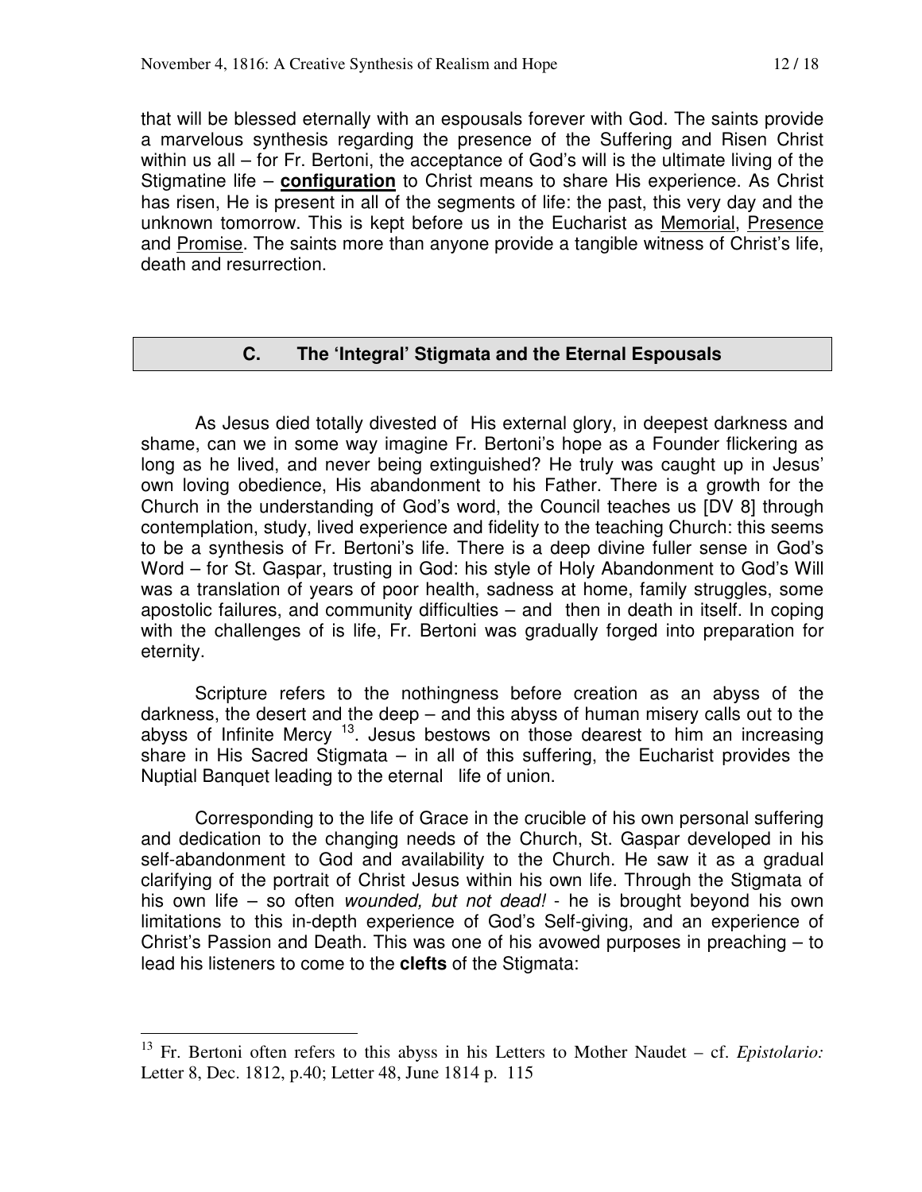that will be blessed eternally with an espousals forever with God. The saints provide a marvelous synthesis regarding the presence of the Suffering and Risen Christ within us all – for Fr. Bertoni, the acceptance of God's will is the ultimate living of the Stigmatine life – **configuration** to Christ means to share His experience. As Christ has risen, He is present in all of the segments of life: the past, this very day and the unknown tomorrow. This is kept before us in the Eucharist as Memorial, Presence and Promise. The saints more than anyone provide a tangible witness of Christ's life, death and resurrection.

## C. The 'Integral' Stigmata and the Eternal Espousals

As Jesus died totally divested of His external glory, in deepest darkness and shame, can we in some way imagine Fr. Bertoni's hope as a Founder flickering as long as he lived, and never being extinguished? He truly was caught up in Jesus' own loving obedience, His abandonment to his Father. There is a growth for the Church in the understanding of God's word, the Council teaches us [DV 8] through contemplation, study, lived experience and fidelity to the teaching Church: this seems to be a synthesis of Fr. Bertoni's life. There is a deep divine fuller sense in God's Word – for St. Gaspar, trusting in God: his style of Holy Abandonment to God's Will was a translation of years of poor health, sadness at home, family struggles, some apostolic failures, and community difficulties – and then in death in itself. In coping with the challenges of is life, Fr. Bertoni was gradually forged into preparation for eternity.

Scripture refers to the nothingness before creation as an abyss of the darkness, the desert and the deep – and this abyss of human misery calls out to the abyss of Infinite Mercy [13]. Jesus bestows on those dearest to him an increasing share in His Sacred Stigmata – in all of this suffering, the Eucharist provides the Nuptial Banquet leading to the eternal life of union.

Corresponding to the life of Grace in the crucible of his own personal suffering and dedication to the changing needs of the Church, St. Gaspar developed in his self-abandonment to God and availability to the Church. He saw it as a gradual clarifying of the portrait of Christ Jesus within his own life. Through the Stigmata of his own life – so often *wounded, but not dead!* - he is brought beyond his own limitations to this in-depth experience of God's Self-giving, and an experience of Christ's Passion and Death. This was one of his avowed purposes in preaching – to lead his listeners to come to the **clefts** of the Stigmata:

---

[13] Fr. Bertoni often refers to this abyss in his Letters to Mother Naudet – cf. *Epistolario:* Letter 8, Dec. 1812, p.40; Letter 48, June 1814 p. 115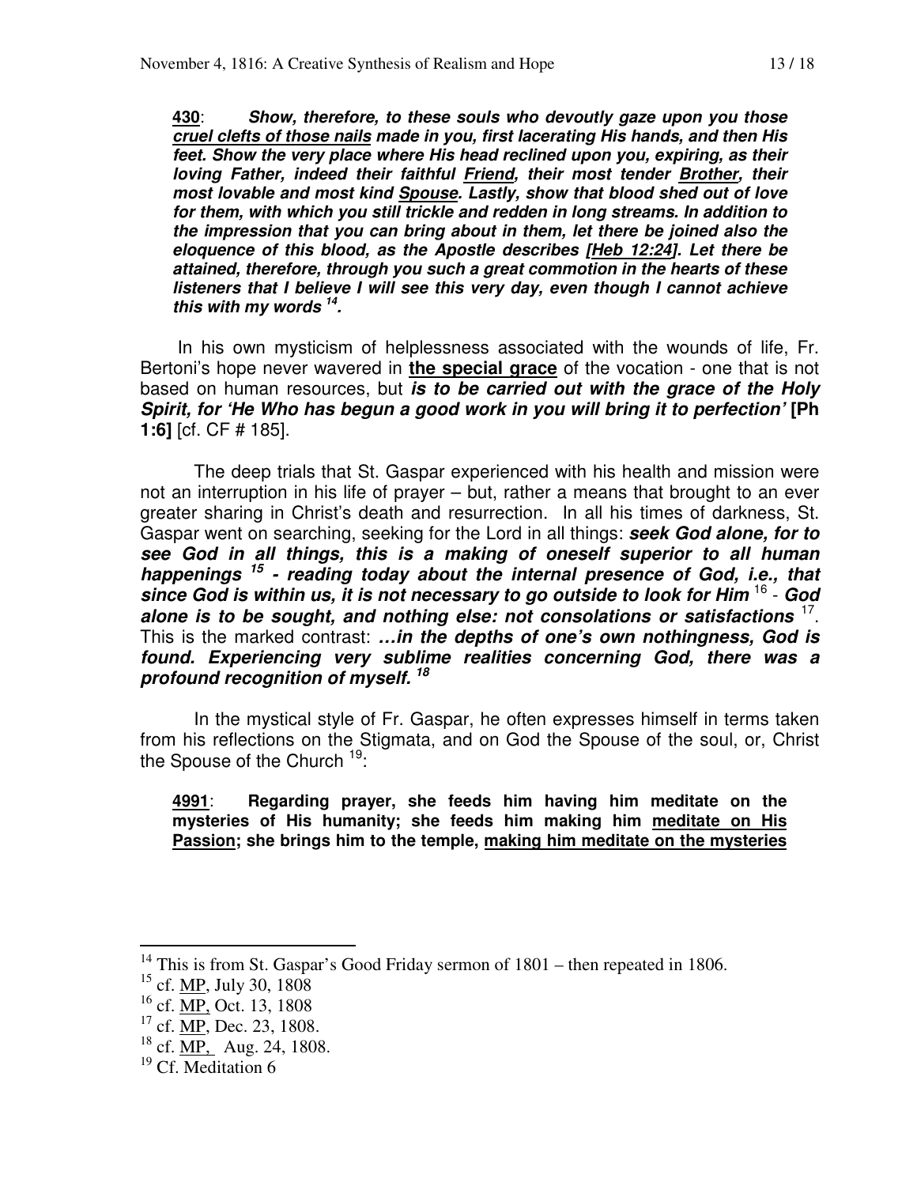**430**: ***Show, therefore, to these souls who devoutly gaze upon you those <u>cruel clefts of those nails</u> made in you, first lacerating His hands, and then His feet. Show the very place where His head reclined upon you, expiring, as their loving Father, indeed their faithful <u>Friend</u>, their most tender <u>Brother</u>, their most lovable and most kind <u>Spouse</u>. Lastly, show that blood shed out of love for them, with which you still trickle and redden in long streams. In addition to the impression that you can bring about in them, let there be joined also the eloquence of this blood, as the Apostle describes <u>[Heb 12:24]</u>. Let there be attained, therefore, through you such a great commotion in the hearts of these listeners that I believe I will see this very day, even though I cannot achieve this with my words [14].***

In his own mysticism of helplessness associated with the wounds of life, Fr. Bertoni's hope never wavered in **<u>the special grace</u>** of the vocation - one that is not based on human resources, but ***is to be carried out with the grace of the Holy Spirit, for 'He Who has begun a good work in you will bring it to perfection'* [Ph 1:6]** [cf. CF # 185].

The deep trials that St. Gaspar experienced with his health and mission were not an interruption in his life of prayer – but, rather a means that brought to an ever greater sharing in Christ's death and resurrection. In all his times of darkness, St. Gaspar went on searching, seeking for the Lord in all things: ***seek God alone, for to see God in all things, this is a making of oneself superior to all human happenings [15] - reading today about the internal presence of God, i.e., that since God is within us, it is not necessary to go outside to look for Him*** [16] - ***God alone is to be sought, and nothing else: not consolations or satisfactions*** [17]. This is the marked contrast: ***…in the depths of one's own nothingness, God is found. Experiencing very sublime realities concerning God, there was a profound recognition of myself. [18]***

In the mystical style of Fr. Gaspar, he often expresses himself in terms taken from his reflections on the Stigmata, and on God the Spouse of the soul, or, Christ the Spouse of the Church [19]:

**<u>4991</u>: Regarding prayer, she feeds him having him meditate on the mysteries of His humanity; she feeds him making him <u>meditate on His Passion</u>; she brings him to the temple, <u>making him meditate on the mysteries</u>**

---

[14] This is from St. Gaspar's Good Friday sermon of 1801 – then repeated in 1806.

[15] cf. <u>MP</u>, July 30, 1808

[16] cf. <u>MP,</u> Oct. 13, 1808

[17] cf. <u>MP</u>, Dec. 23, 1808.

[18] cf. <u>MP,</u> Aug. 24, 1808.

[19] Cf. Meditation 6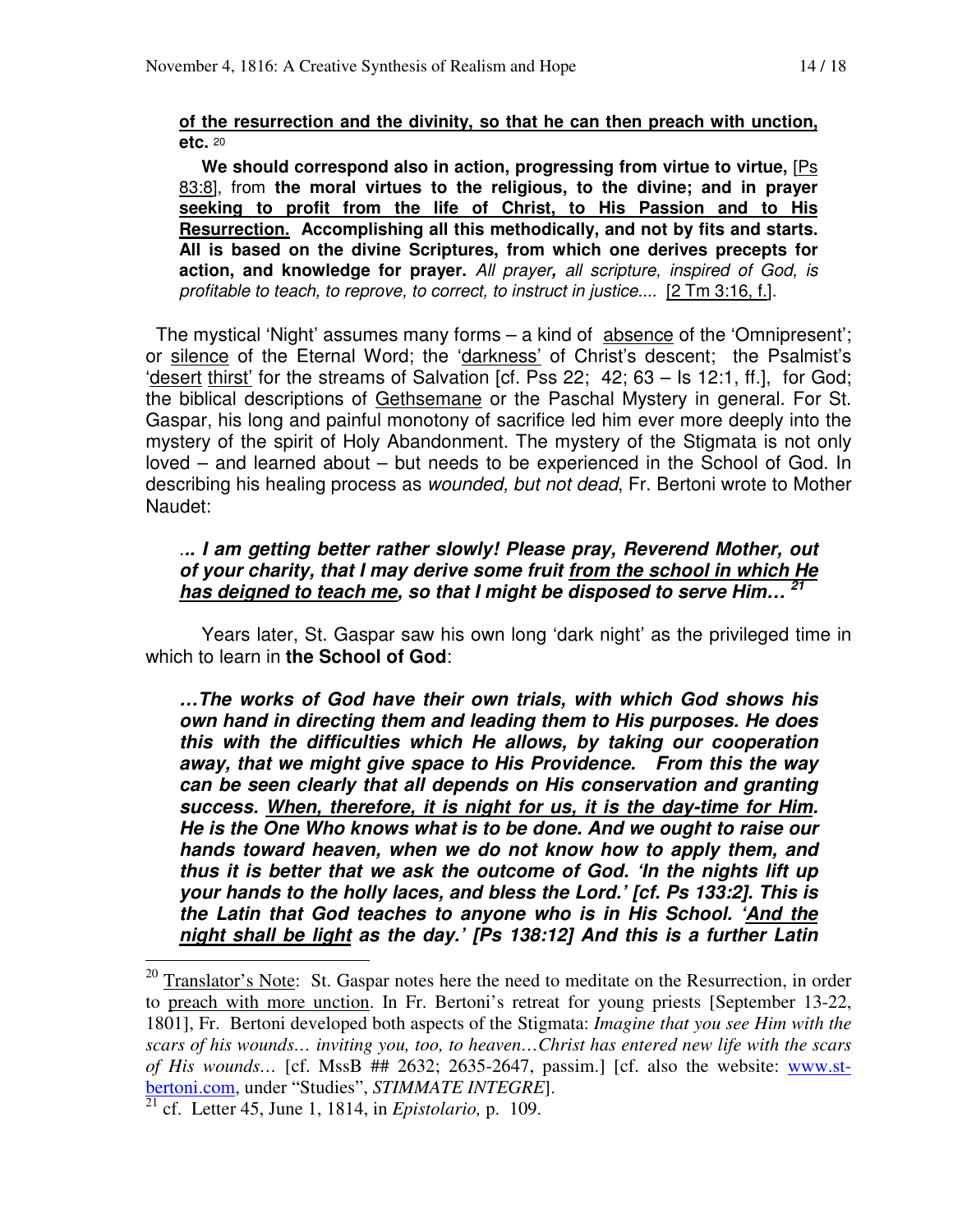> **of the resurrection and the divinity, so that he can then preach with unction, etc.** [20]
>
> **We should correspond also in action, progressing from virtue to virtue,** [Ps 83:8], from **the moral virtues to the religious, to the divine; and in prayer seeking to profit from the life of Christ, to His Passion and to His Resurrection. Accomplishing all this methodically, and not by fits and starts. All is based on the divine Scriptures, from which one derives precepts for action, and knowledge for prayer.** *All prayer, all scripture, inspired of God, is profitable to teach, to reprove, to correct, to instruct in justice....* [2 Tm 3:16, f.].

The mystical 'Night' assumes many forms – a kind of absence of the 'Omnipresent'; or silence of the Eternal Word; the 'darkness' of Christ's descent; the Psalmist's 'desert thirst' for the streams of Salvation [cf. Pss 22; 42; 63 – Is 12:1, ff.], for God; the biblical descriptions of Gethsemane or the Paschal Mystery in general. For St. Gaspar, his long and painful monotony of sacrifice led him ever more deeply into the mystery of the spirit of Holy Abandonment. The mystery of the Stigmata is not only loved – and learned about – but needs to be experienced in the School of God. In describing his healing process as *wounded, but not dead*, Fr. Bertoni wrote to Mother Naudet:

> ***.. I am getting better rather slowly! Please pray, Reverend Mother, out of your charity, that I may derive some fruit from the school in which He has deigned to teach me, so that I might be disposed to serve Him…*** [21]

Years later, St. Gaspar saw his own long 'dark night' as the privileged time in which to learn in **the School of God**:

> ***…The works of God have their own trials, with which God shows his own hand in directing them and leading them to His purposes. He does this with the difficulties which He allows, by taking our cooperation away, that we might give space to His Providence. From this the way can be seen clearly that all depends on His conservation and granting success. When, therefore, it is night for us, it is the day-time for Him. He is the One Who knows what is to be done. And we ought to raise our hands toward heaven, when we do not know how to apply them, and thus it is better that we ask the outcome of God. 'In the nights lift up your hands to the holly laces, and bless the Lord.' [cf. Ps 133:2]. This is the Latin that God teaches to anyone who is in His School. 'And the night shall be light as the day.' [Ps 138:12] And this is a further Latin***

---

[20] Translator's Note: St. Gaspar notes here the need to meditate on the Resurrection, in order to preach with more unction. In Fr. Bertoni's retreat for young priests [September 13-22, 1801], Fr. Bertoni developed both aspects of the Stigmata: *Imagine that you see Him with the scars of his wounds… inviting you, too, to heaven…Christ has entered new life with the scars of His wounds…* [cf. MssB ## 2632; 2635-2647, passim.] [cf. also the website: www.st-bertoni.com, under "Studies", *STIMMATE INTEGRE*].

[21] cf. Letter 45, June 1, 1814, in *Epistolario,* p. 109.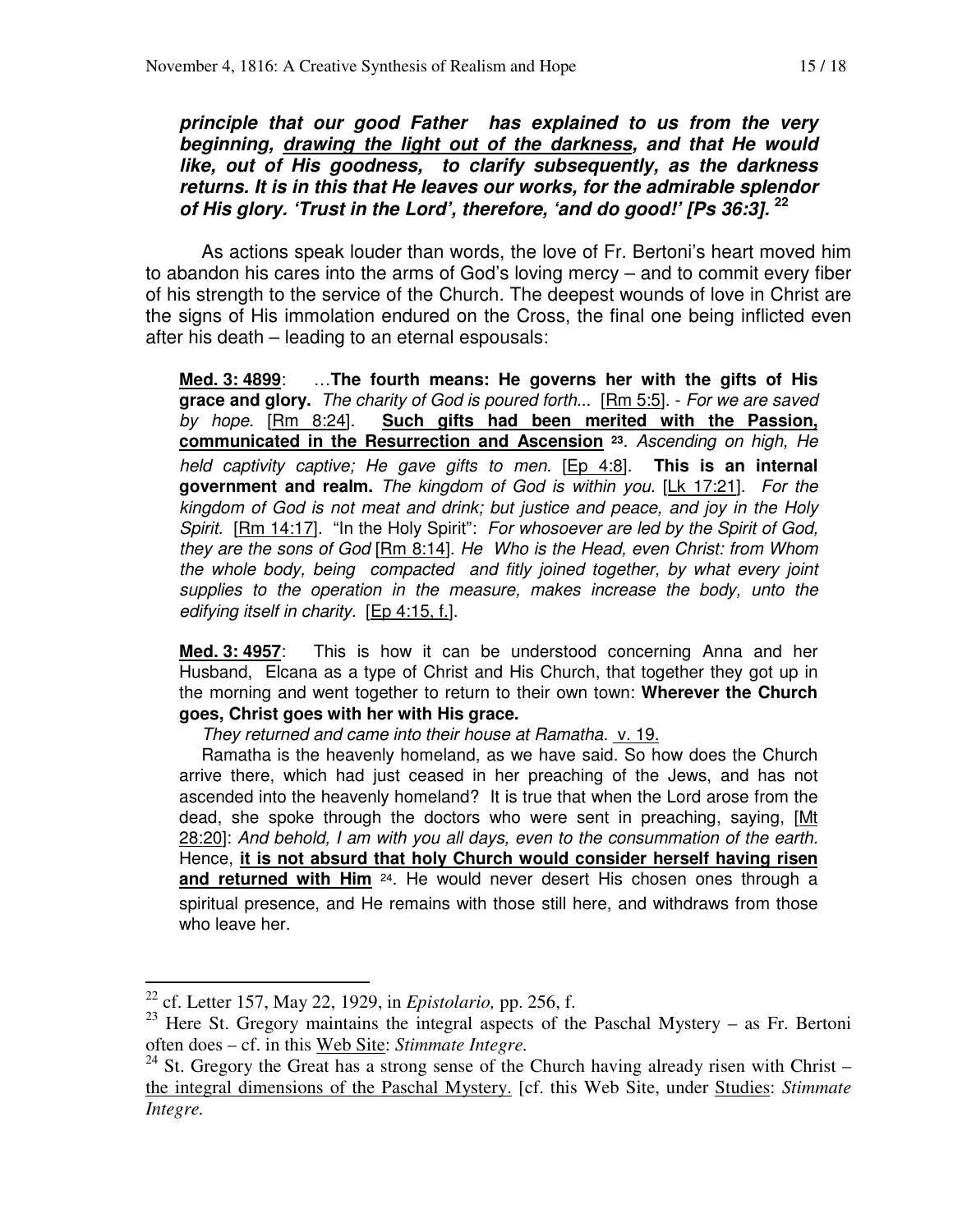***principle that our good Father has explained to us from the very beginning, <u>drawing the light out of the darkness</u>, and that He would like, out of His goodness, to clarify subsequently, as the darkness returns. It is in this that He leaves our works, for the admirable splendor of His glory. 'Trust in the Lord', therefore, 'and do good!' [Ps 36:3].*** [22]

As actions speak louder than words, the love of Fr. Bertoni's heart moved him to abandon his cares into the arms of God's loving mercy – and to commit every fiber of his strength to the service of the Church. The deepest wounds of love in Christ are the signs of His immolation endured on the Cross, the final one being inflicted even after his death – leading to an eternal espousals:

> **<u>Med. 3: 4899</u>**: …**The fourth means: He governs her with the gifts of His grace and glory.** *The charity of God is poured forth...* [<u>Rm 5:5</u>]. - *For we are saved by hope.* [<u>Rm 8:24</u>]. **<u>Such gifts had been merited with the Passion, communicated in the Resurrection and Ascension</u>** [23]. *Ascending on high, He held captivity captive; He gave gifts to men.* [<u>Ep 4:8</u>]. **This is an internal government and realm.** *The kingdom of God is within you.* [<u>Lk 17:21</u>]. *For the kingdom of God is not meat and drink; but justice and peace, and joy in the Holy Spirit.* [<u>Rm 14:17</u>]. "In the Holy Spirit": *For whosoever are led by the Spirit of God, they are the sons of God* [<u>Rm 8:14</u>]. *He Who is the Head, even Christ: from Whom the whole body, being compacted and fitly joined together, by what every joint supplies to the operation in the measure, makes increase the body, unto the edifying itself in charity.* [<u>Ep 4:15, f.</u>].
>
> **<u>Med. 3: 4957</u>**: This is how it can be understood concerning Anna and her Husband, Elcana as a type of Christ and His Church, that together they got up in the morning and went together to return to their own town: **Wherever the Church goes, Christ goes with her with His grace.**
>
> *They returned and came into their house at Ramatha.* <u>v. 19.</u>
>
> Ramatha is the heavenly homeland, as we have said. So how does the Church arrive there, which had just ceased in her preaching of the Jews, and has not ascended into the heavenly homeland? It is true that when the Lord arose from the dead, she spoke through the doctors who were sent in preaching, saying, [<u>Mt 28:20</u>]: *And behold, I am with you all days, even to the consummation of the earth.* Hence, **<u>it is not absurd that holy Church would consider herself having risen and returned with Him</u>** [24]. He would never desert His chosen ones through a spiritual presence, and He remains with those still here, and withdraws from those who leave her.

---

[22] cf. Letter 157, May 22, 1929, in *Epistolario,* pp. 256, f.

[23] Here St. Gregory maintains the integral aspects of the Paschal Mystery – as Fr. Bertoni often does – cf. in this <u>Web Site</u>: *Stimmate Integre.*

[24] St. Gregory the Great has a strong sense of the Church having already risen with Christ – <u>the integral dimensions of the Paschal Mystery.</u> [cf. this Web Site, under <u>Studies</u>: *Stimmate Integre.*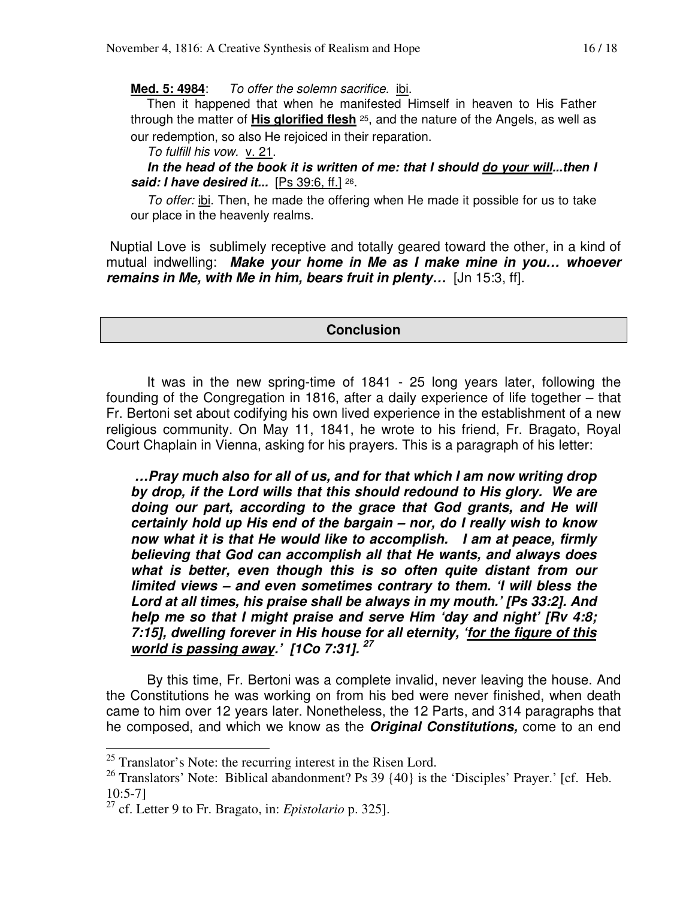**Med. 5: 4984**: *To offer the solemn sacrifice.* ibi.

Then it happened that when he manifested Himself in heaven to His Father through the matter of **His glorified flesh** [25], and the nature of the Angels, as well as our redemption, so also He rejoiced in their reparation.

*To fulfill his vow.* v. 21.

***In the head of the book it is written of me: that I should do your will...then I said: I have desired it...*** [Ps 39:6, ff.] [26].

*To offer:* ibi. Then, he made the offering when He made it possible for us to take our place in the heavenly realms.

Nuptial Love is sublimely receptive and totally geared toward the other, in a kind of mutual indwelling: ***Make your home in Me as I make mine in you… whoever remains in Me, with Me in him, bears fruit in plenty…*** [Jn 15:3, ff].

## Conclusion

It was in the new spring-time of 1841 - 25 long years later, following the founding of the Congregation in 1816, after a daily experience of life together – that Fr. Bertoni set about codifying his own lived experience in the establishment of a new religious community. On May 11, 1841, he wrote to his friend, Fr. Bragato, Royal Court Chaplain in Vienna, asking for his prayers. This is a paragraph of his letter:

> ***…Pray much also for all of us, and for that which I am now writing drop by drop, if the Lord wills that this should redound to His glory. We are doing our part, according to the grace that God grants, and He will certainly hold up His end of the bargain – nor, do I really wish to know now what it is that He would like to accomplish. I am at peace, firmly believing that God can accomplish all that He wants, and always does what is better, even though this is so often quite distant from our limited views – and even sometimes contrary to them. 'I will bless the Lord at all times, his praise shall be always in my mouth.' [Ps 33:2]. And help me so that I might praise and serve Him 'day and night' [Rv 4:8; 7:15], dwelling forever in His house for all eternity, 'for the figure of this world is passing away.' [1Co 7:31].*** [27]

By this time, Fr. Bertoni was a complete invalid, never leaving the house. And the Constitutions he was working on from his bed were never finished, when death came to him over 12 years later. Nonetheless, the 12 Parts, and 314 paragraphs that he composed, and which we know as the ***Original Constitutions,*** come to an end

---

[25] Translator's Note: the recurring interest in the Risen Lord.

[26] Translators' Note: Biblical abandonment? Ps 39 {40} is the 'Disciples' Prayer.' [cf. Heb. 10:5-7]

[27] cf. Letter 9 to Fr. Bragato, in: *Epistolario* p. 325].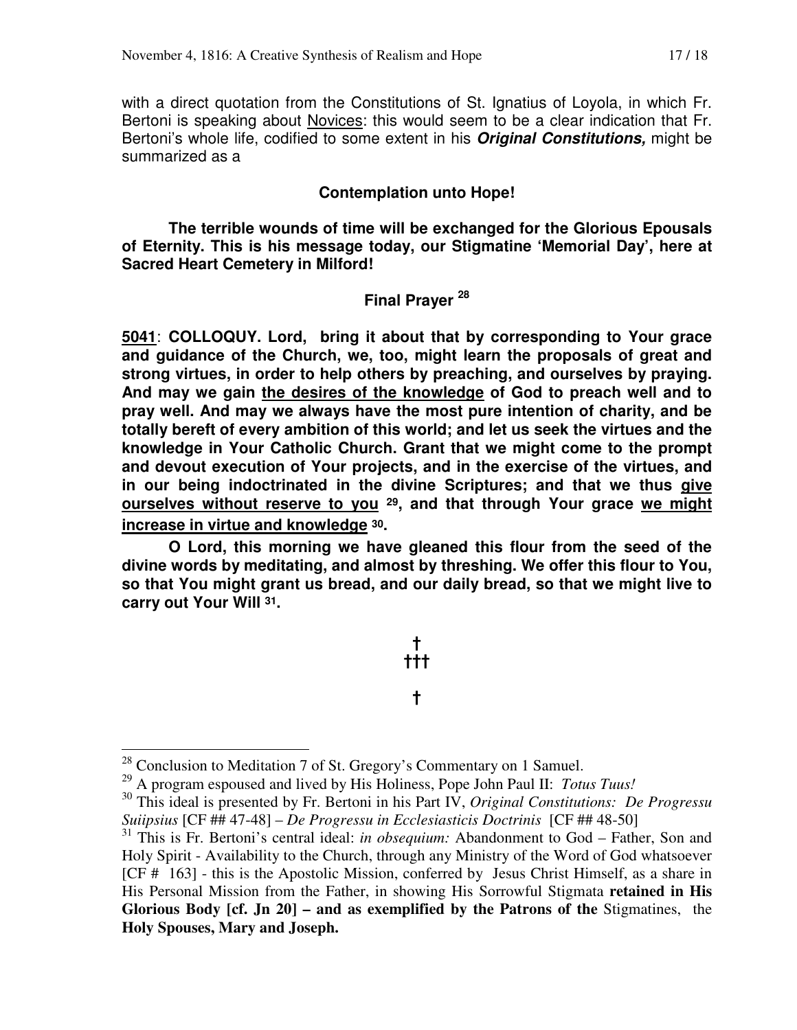with a direct quotation from the Constitutions of St. Ignatius of Loyola, in which Fr. Bertoni is speaking about Novices: this would seem to be a clear indication that Fr. Bertoni's whole life, codified to some extent in his ***Original Constitutions,*** might be summarized as a

**Contemplation unto Hope!**

**The terrible wounds of time will be exchanged for the Glorious Epousals of Eternity. This is his message today, our Stigmatine 'Memorial Day', here at Sacred Heart Cemetery in Milford!**

**Final Prayer [28]**

**5041**: **COLLOQUY. Lord, bring it about that by corresponding to Your grace and guidance of the Church, we, too, might learn the proposals of great and strong virtues, in order to help others by preaching, and ourselves by praying. And may we gain the desires of the knowledge of God to preach well and to pray well. And may we always have the most pure intention of charity, and be totally bereft of every ambition of this world; and let us seek the virtues and the knowledge in Your Catholic Church. Grant that we might come to the prompt and devout execution of Your projects, and in the exercise of the virtues, and in our being indoctrinated in the divine Scriptures; and that we thus give ourselves without reserve to you [29], and that through Your grace we might increase in virtue and knowledge [30].**

**O Lord, this morning we have gleaned this flour from the seed of the divine words by meditating, and almost by threshing. We offer this flour to You, so that You might grant us bread, and our daily bread, so that we might live to carry out Your Will [31].**

†
†††

†

---

[28] Conclusion to Meditation 7 of St. Gregory's Commentary on 1 Samuel.

[29] A program espoused and lived by His Holiness, Pope John Paul II: *Totus Tuus!*

[30] This ideal is presented by Fr. Bertoni in his Part IV, *Original Constitutions: De Progressu Suiipsius* [CF ## 47-48] – *De Progressu in Ecclesiasticis Doctrinis* [CF ## 48-50]

[31] This is Fr. Bertoni's central ideal: *in obsequium:* Abandonment to God – Father, Son and Holy Spirit - Availability to the Church, through any Ministry of the Word of God whatsoever [CF # 163] - this is the Apostolic Mission, conferred by Jesus Christ Himself, as a share in His Personal Mission from the Father, in showing His Sorrowful Stigmata **retained in His Glorious Body [cf. Jn 20] – and as exemplified by the Patrons of the** Stigmatines, the **Holy Spouses, Mary and Joseph.**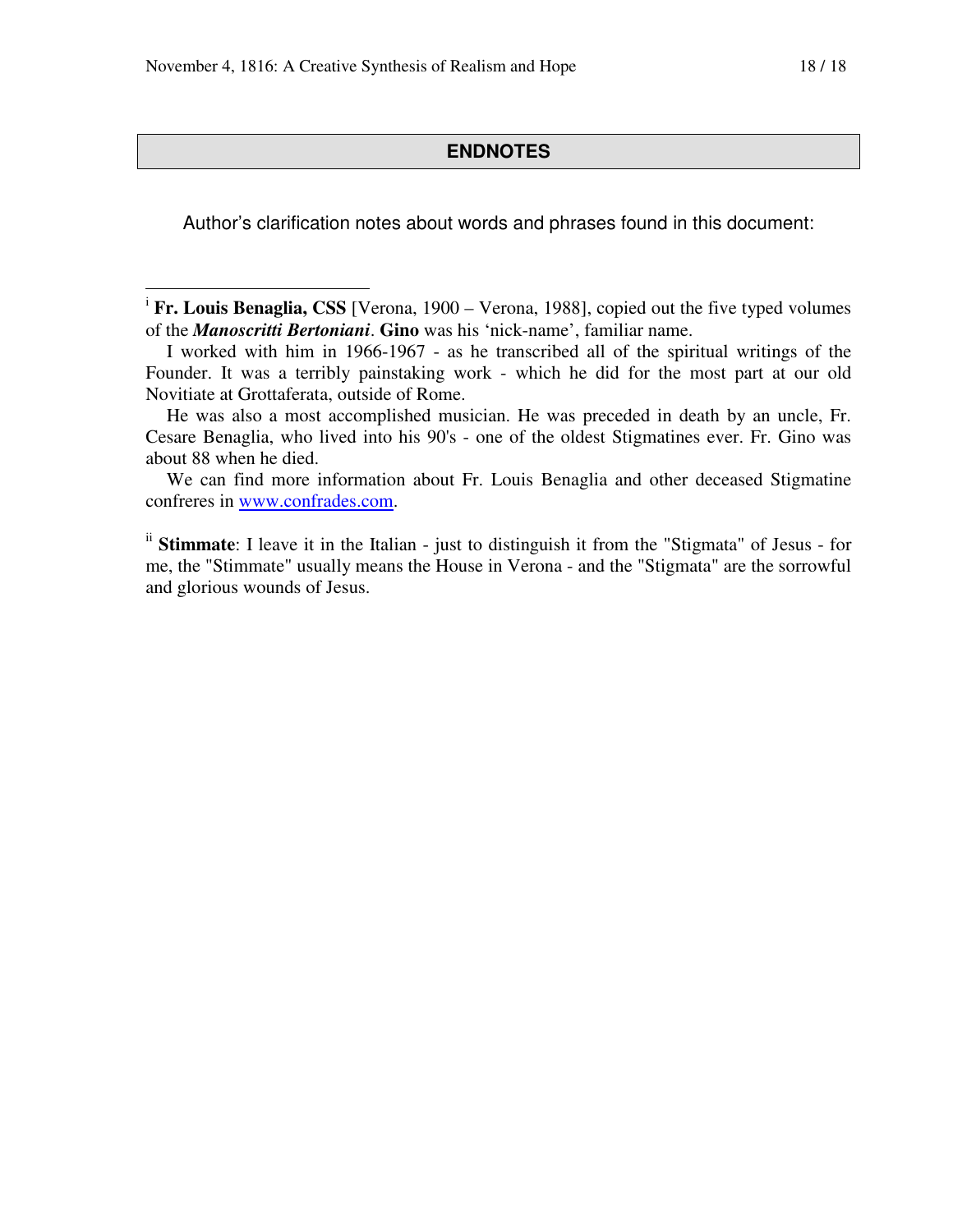## ENDNOTES

Author's clarification notes about words and phrases found in this document:

---

[i] **Fr. Louis Benaglia, CSS** [Verona, 1900 – Verona, 1988], copied out the five typed volumes of the ***Manoscritti Bertoniani***. **Gino** was his 'nick-name', familiar name.

I worked with him in 1966-1967 - as he transcribed all of the spiritual writings of the Founder. It was a terribly painstaking work - which he did for the most part at our old Novitiate at Grottaferata, outside of Rome.

He was also a most accomplished musician. He was preceded in death by an uncle, Fr. Cesare Benaglia, who lived into his 90's - one of the oldest Stigmatines ever. Fr. Gino was about 88 when he died.

We can find more information about Fr. Louis Benaglia and other deceased Stigmatine confreres in www.confrades.com.

[ii] **Stimmate**: I leave it in the Italian - just to distinguish it from the "Stigmata" of Jesus - for me, the "Stimmate" usually means the House in Verona - and the "Stigmata" are the sorrowful and glorious wounds of Jesus.